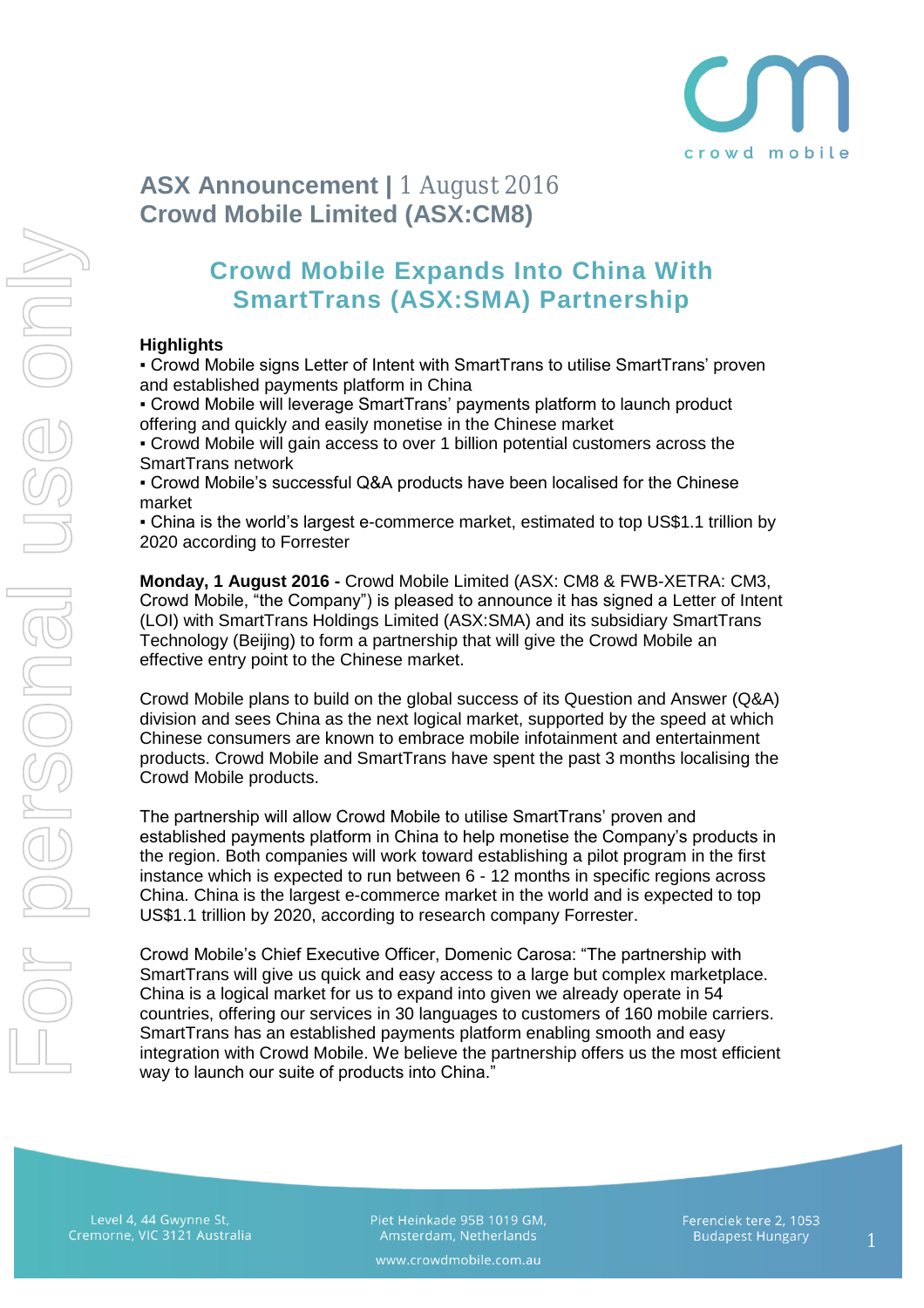**ASX Announcement |** 1 August 2016
**Crowd Mobile Limited (ASX:CM8)**

# Crowd Mobile Expands Into China With SmartTrans (ASX:SMA) Partnership

**Highlights**

- Crowd Mobile signs Letter of Intent with SmartTrans to utilise SmartTrans' proven and established payments platform in China
- Crowd Mobile will leverage SmartTrans' payments platform to launch product offering and quickly and easily monetise in the Chinese market
- Crowd Mobile will gain access to over 1 billion potential customers across the SmartTrans network
- Crowd Mobile's successful Q&A products have been localised for the Chinese market
- China is the world's largest e-commerce market, estimated to top US$1.1 trillion by 2020 according to Forrester

**Monday, 1 August 2016 -** Crowd Mobile Limited (ASX: CM8 & FWB-XETRA: CM3, Crowd Mobile, "the Company") is pleased to announce it has signed a Letter of Intent (LOI) with SmartTrans Holdings Limited (ASX:SMA) and its subsidiary SmartTrans Technology (Beijing) to form a partnership that will give the Crowd Mobile an effective entry point to the Chinese market.

Crowd Mobile plans to build on the global success of its Question and Answer (Q&A) division and sees China as the next logical market, supported by the speed at which Chinese consumers are known to embrace mobile infotainment and entertainment products. Crowd Mobile and SmartTrans have spent the past 3 months localising the Crowd Mobile products.

The partnership will allow Crowd Mobile to utilise SmartTrans' proven and established payments platform in China to help monetise the Company's products in the region. Both companies will work toward establishing a pilot program in the first instance which is expected to run between 6 - 12 months in specific regions across China. China is the largest e-commerce market in the world and is expected to top US$1.1 trillion by 2020, according to research company Forrester.

Crowd Mobile's Chief Executive Officer, Domenic Carosa: "The partnership with SmartTrans will give us quick and easy access to a large but complex marketplace. China is a logical market for us to expand into given we already operate in 54 countries, offering our services in 30 languages to customers of 160 mobile carriers. SmartTrans has an established payments platform enabling smooth and easy integration with Crowd Mobile. We believe the partnership offers us the most efficient way to launch our suite of products into China."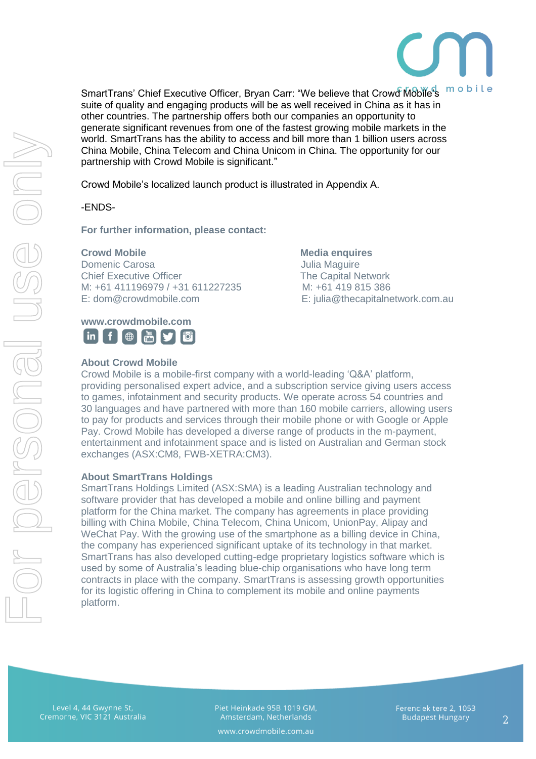SmartTrans' Chief Executive Officer, Bryan Carr: "We believe that Crowd Mobile's suite of quality and engaging products will be as well received in China as it has in other countries. The partnership offers both our companies an opportunity to generate significant revenues from one of the fastest growing mobile markets in the world. SmartTrans has the ability to access and bill more than 1 billion users across China Mobile, China Telecom and China Unicom in China. The opportunity for our partnership with Crowd Mobile is significant."

Crowd Mobile's localized launch product is illustrated in Appendix A.

-ENDS-

**For further information, please contact:**

**Crowd Mobile**
Domenic Carosa
Chief Executive Officer
M: +61 411196979 / +31 611227235
E: dom@crowdmobile.com

**Media enquires**
Julia Maguire
The Capital Network
M: +61 419 815 386
E: julia@thecapitalnetwork.com.au

**www.crowdmobile.com**

**About Crowd Mobile**

Crowd Mobile is a mobile-first company with a world-leading 'Q&A' platform, providing personalised expert advice, and a subscription service giving users access to games, infotainment and security products. We operate across 54 countries and 30 languages and have partnered with more than 160 mobile carriers, allowing users to pay for products and services through their mobile phone or with Google or Apple Pay. Crowd Mobile has developed a diverse range of products in the m-payment, entertainment and infotainment space and is listed on Australian and German stock exchanges (ASX:CM8, FWB-XETRA:CM3).

**About SmartTrans Holdings**

SmartTrans Holdings Limited (ASX:SMA) is a leading Australian technology and software provider that has developed a mobile and online billing and payment platform for the China market. The company has agreements in place providing billing with China Mobile, China Telecom, China Unicom, UnionPay, Alipay and WeChat Pay. With the growing use of the smartphone as a billing device in China, the company has experienced significant uptake of its technology in that market. SmartTrans has also developed cutting-edge proprietary logistics software which is used by some of Australia's leading blue-chip organisations who have long term contracts in place with the company. SmartTrans is assessing growth opportunities for its logistic offering in China to complement its mobile and online payments platform.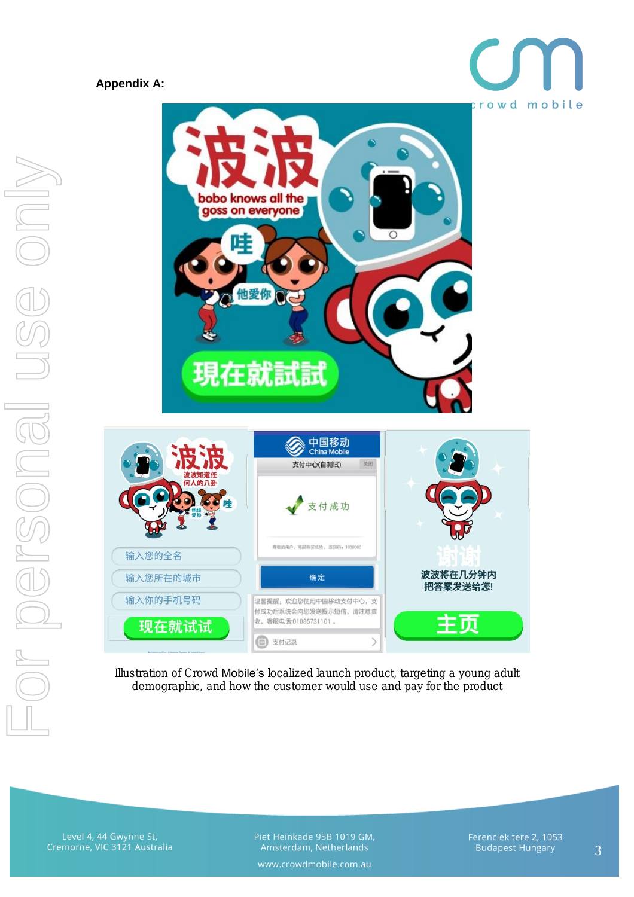**Appendix A:**

Illustration of Crowd Mobile's localized launch product, targeting a young adult demographic, and how the customer would use and pay for the product